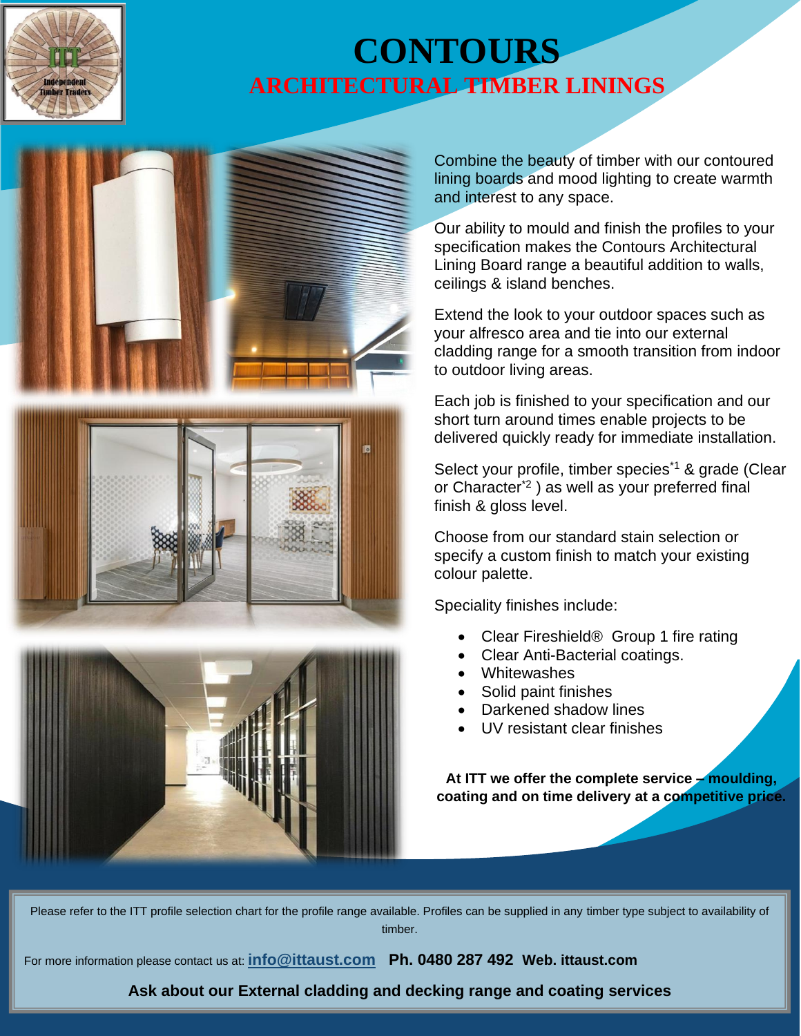# CONTOURS

## ARCHITECTURAL TIMBER LININGS

Combine the beauty of timber with our contoured lining boards and mood lighting to create warmth and interest to any space.

Our ability to mould and finish the profiles to your specification makes the Contours Architectural Lining Board range a beautiful addition to walls, ceilings & island benches.

Extend the look to your outdoor spaces such as your alfresco area and tie into our external cladding range for a smooth transition from indoor to outdoor living areas.

Each job is finished to your specification and our short turn around times enable projects to be delivered quickly ready for immediate installation.

Select your profile, timber species[*1] & grade (Clear or Character[*2] ) as well as your preferred final finish & gloss level.

Choose from our standard stain selection or specify a custom finish to match your existing colour palette.

Speciality finishes include:

- Clear Fireshield® Group 1 fire rating
- Clear Anti-Bacterial coatings.
- Whitewashes
- Solid paint finishes
- Darkened shadow lines
- UV resistant clear finishes

**At ITT we offer the complete service – moulding, coating and on time delivery at a competitive price.**

Please refer to the ITT profile selection chart for the profile range available. Profiles can be supplied in any timber type subject to availability of timber.

For more information please contact us at: **info@ittaust.com** **Ph. 0480 287 492** **Web. ittaust.com**

**Ask about our External cladding and decking range and coating services**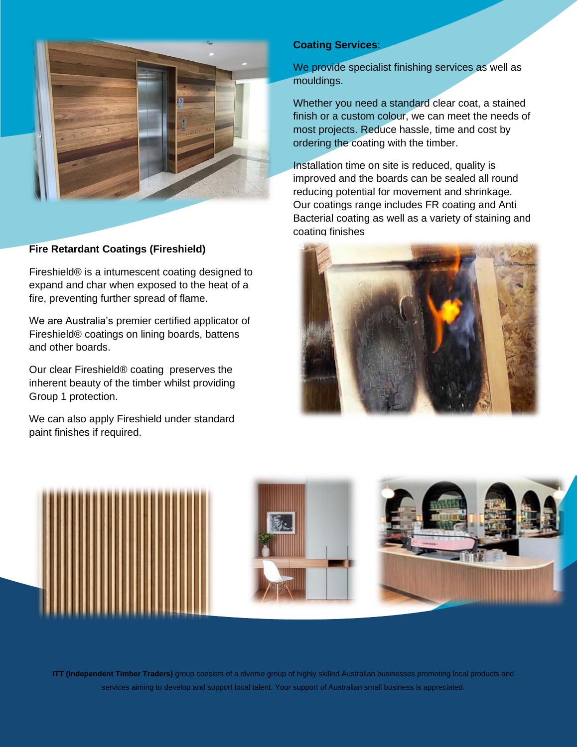**Coating Services**:

We provide specialist finishing services as well as mouldings.

Whether you need a standard clear coat, a stained finish or a custom colour, we can meet the needs of most projects. Reduce hassle, time and cost by ordering the coating with the timber.

Installation time on site is reduced, quality is improved and the boards can be sealed all round reducing potential for movement and shrinkage. Our coatings range includes FR coating and Anti Bacterial coating as well as a variety of staining and coating finishes

**Fire Retardant Coatings (Fireshield)**

Fireshield® is a intumescent coating designed to expand and char when exposed to the heat of a fire, preventing further spread of flame.

We are Australia's premier certified applicator of Fireshield® coatings on lining boards, battens and other boards.

Our clear Fireshield® coating preserves the inherent beauty of the timber whilst providing Group 1 protection.

We can also apply Fireshield under standard paint finishes if required.

**ITT (Independent Timber Traders)** group consists of a diverse group of highly skilled Australian businesses promoting local products and services aiming to develop and support local talent. Your support of Australian small business is appreciated.